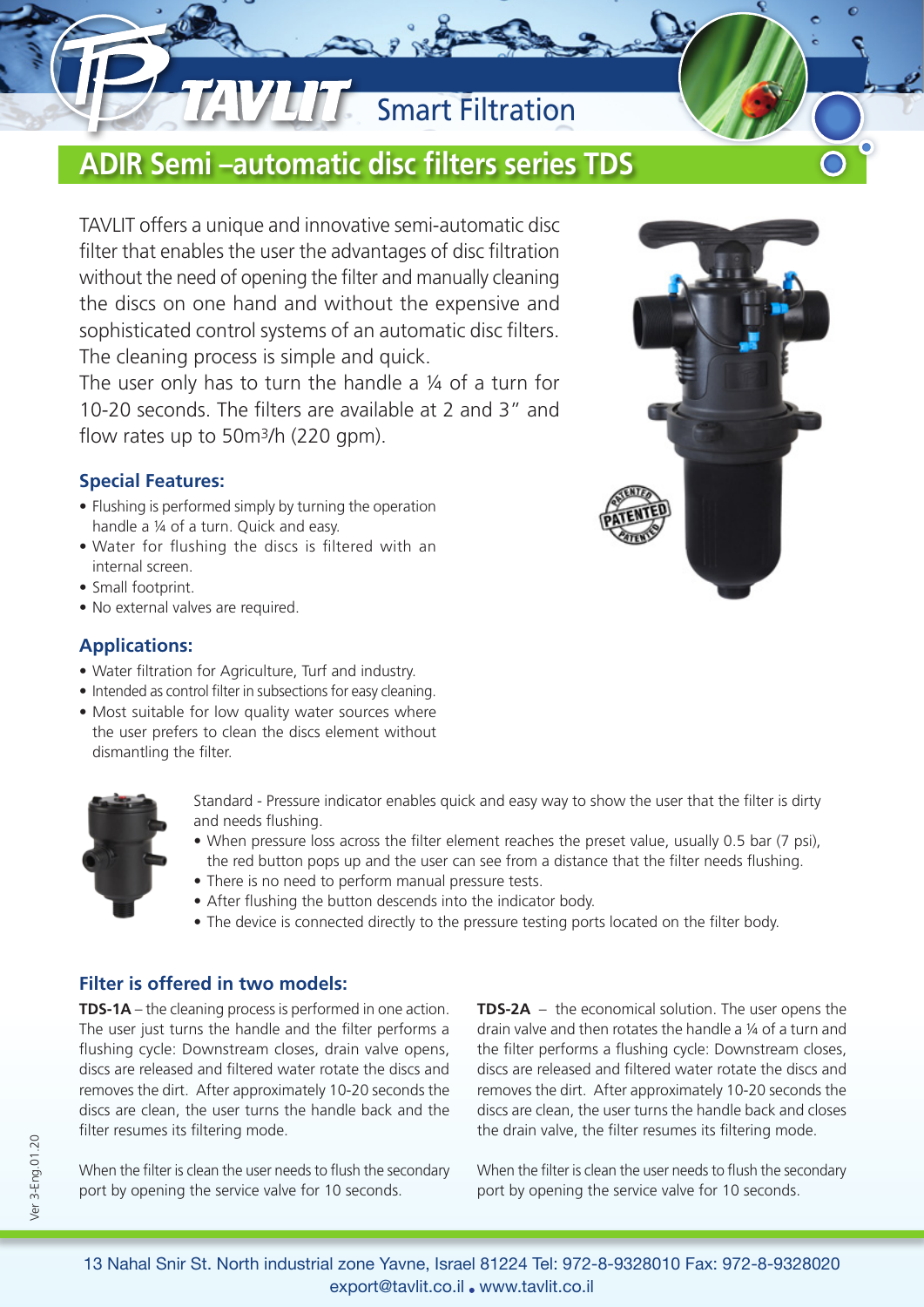# ADIR Semi –automatic disc filters series TDS

TAVLIT Smart Filtration

TAVLIT offers a unique and innovative semi-automatic disc filter that enables the user the advantages of disc filtration without the need of opening the filter and manually cleaning the discs on one hand and without the expensive and sophisticated control systems of an automatic disc filters. The cleaning process is simple and quick.
The user only has to turn the handle a ¼ of a turn for 10-20 seconds. The filters are available at 2 and 3" and flow rates up to 50m³/h (220 gpm).

### Special Features:

- Flushing is performed simply by turning the operation handle a ¼ of a turn. Quick and easy.
- Water for flushing the discs is filtered with an internal screen.
- Small footprint.
- No external valves are required.

### Applications:

- Water filtration for Agriculture, Turf and industry.
- Intended as control filter in subsections for easy cleaning.
- Most suitable for low quality water sources where the user prefers to clean the discs element without dismantling the filter.

Standard - Pressure indicator enables quick and easy way to show the user that the filter is dirty and needs flushing.

- When pressure loss across the filter element reaches the preset value, usually 0.5 bar (7 psi), the red button pops up and the user can see from a distance that the filter needs flushing.
- There is no need to perform manual pressure tests.
- After flushing the button descends into the indicator body.
- The device is connected directly to the pressure testing ports located on the filter body.

### Filter is offered in two models:

**TDS-1A** – the cleaning process is performed in one action. The user just turns the handle and the filter performs a flushing cycle: Downstream closes, drain valve opens, discs are released and filtered water rotate the discs and removes the dirt. After approximately 10-20 seconds the discs are clean, the user turns the handle back and the filter resumes its filtering mode.

When the filter is clean the user needs to flush the secondary port by opening the service valve for 10 seconds.

**TDS-2A** – the economical solution. The user opens the drain valve and then rotates the handle a ¼ of a turn and the filter performs a flushing cycle: Downstream closes, discs are released and filtered water rotate the discs and removes the dirt. After approximately 10-20 seconds the discs are clean, the user turns the handle back and closes the drain valve, the filter resumes its filtering mode.

When the filter is clean the user needs to flush the secondary port by opening the service valve for 10 seconds.

Ver 3-Eng.01.20

13 Nahal Snir St. North industrial zone Yavne, Israel 81224 Tel: 972-8-9328010 Fax: 972-8-9328020
export@tavlit.co.il • www.tavlit.co.il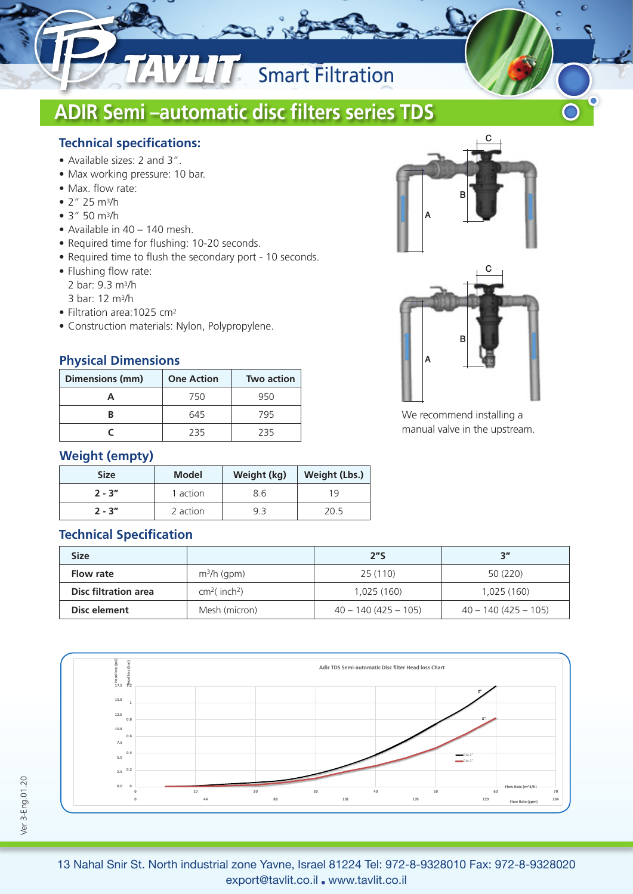TAVLIT Smart Filtration

# ADIR Semi –automatic disc filters series TDS

## Technical specifications:

- Available sizes: 2 and 3”.
- Max working pressure: 10 bar.
- Max. flow rate:
- 2” 25 $m^3/h$
- 3” 50 $m^3/h$
- Available in 40 – 140 mesh.
- Required time for flushing: 10-20 seconds.
- Required time to flush the secondary port - 10 seconds.
- Flushing flow rate:
  2 bar: 9.3 $m^3/h$
  3 bar: 12 $m^3/h$
- Filtration area:1025 $cm^2$
- Construction materials: Nylon, Polypropylene.

C
B
A

C
B
A

We recommend installing a manual valve in the upstream.

## Physical Dimensions

| Dimensions (mm) | One Action | Two action |
|---|---|---|
| A | 750 | 950 |
| B | 645 | 795 |
| C | 235 | 235 |

## Weight (empty)

| Size | Model | Weight (kg) | Weight (Lbs.) |
|---|---|---|---|
| 2 - 3” | 1 action | 8.6 | 19 |
| 2 - 3” | 2 action | 9.3 | 20.5 |

## Technical Specification

| Size | | 2”S | 3” |
|---|---|---|---|
| Flow rate | $m^3/h$ (gpm) | 25 (110) | 50 (220) |
| Disc filtration area | $cm^2$( $inch^2$) | 1,025 (160) | 1,025 (160) |
| Disc element | Mesh (micron) | 40 – 140 (425 – 105) | 40 – 140 (425 – 105) |

Adir TDS Semi-automatic Disc filter Head loss Chart

Head loss (psi)
Head loss (bar)

17.5 1.2
15.0 1
12.5 0.8
10.0 0.6
7.5
5.0 0.4
2.5 0.2
0.0 0

2"
3"

Disc 2"
Disc 3"

Flow Rate (m^3/h)
0 10 20 30 40 50 60 70

Flow Rate (gpm)
0 44 88 132 176 220 264

Ver 3-Eng.01.20

13 Nahal Snir St. North industrial zone Yavne, Israel 81224 Tel: 972-8-9328010 Fax: 972-8-9328020
export@tavlit.co.il • www.tavlit.co.il